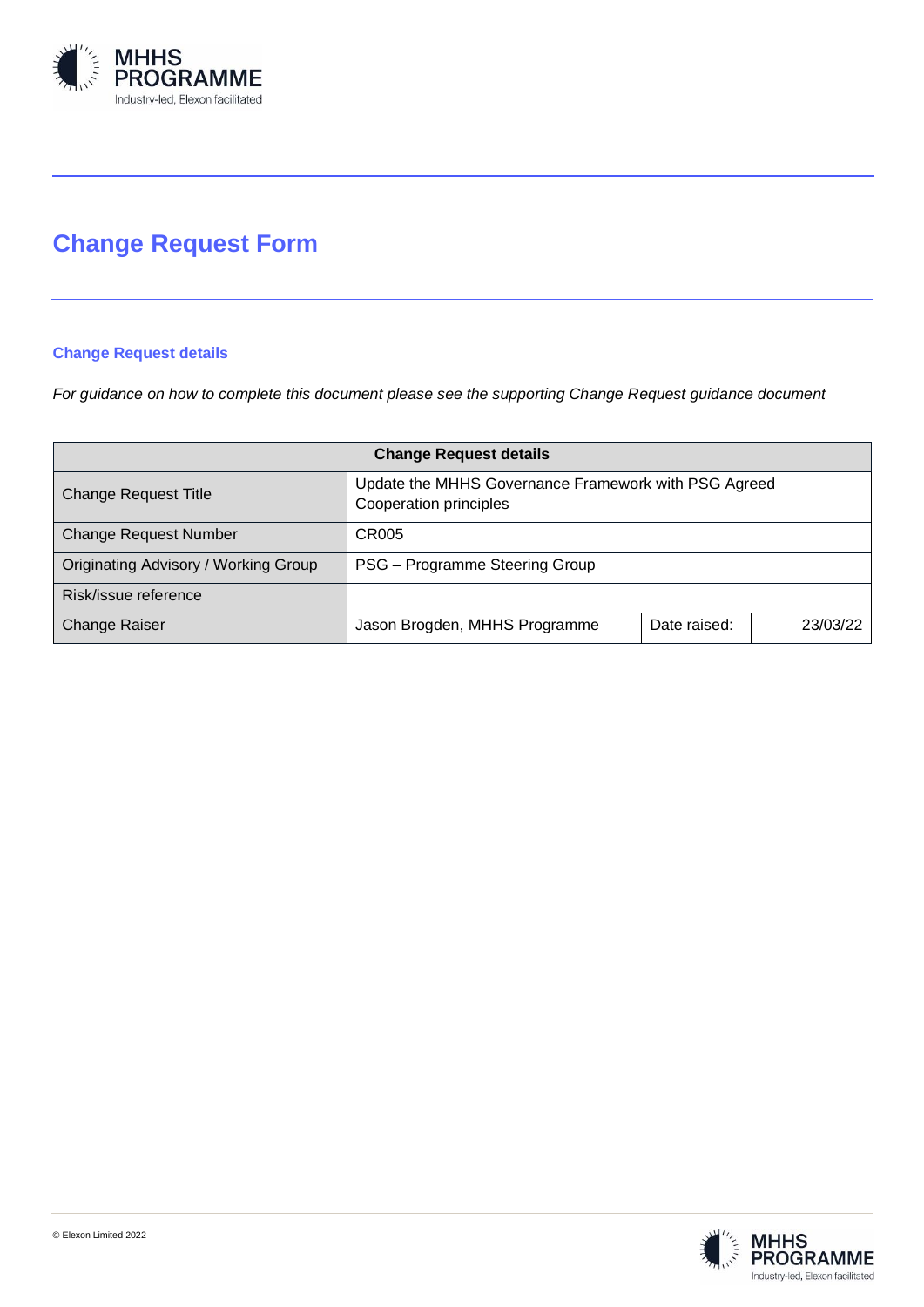# Change Request Form

## Change Request details

*For guidance on how to complete this document please see the supporting Change Request guidance document*

| Change Request details | | | |
|---|---|---|---|
| Change Request Title | Update the MHHS Governance Framework with PSG Agreed Cooperation principles | | |
| Change Request Number | CR005 | | |
| Originating Advisory / Working Group | PSG – Programme Steering Group | | |
| Risk/issue reference | | | |
| Change Raiser | Jason Brogden, MHHS Programme | Date raised: | 23/03/22 |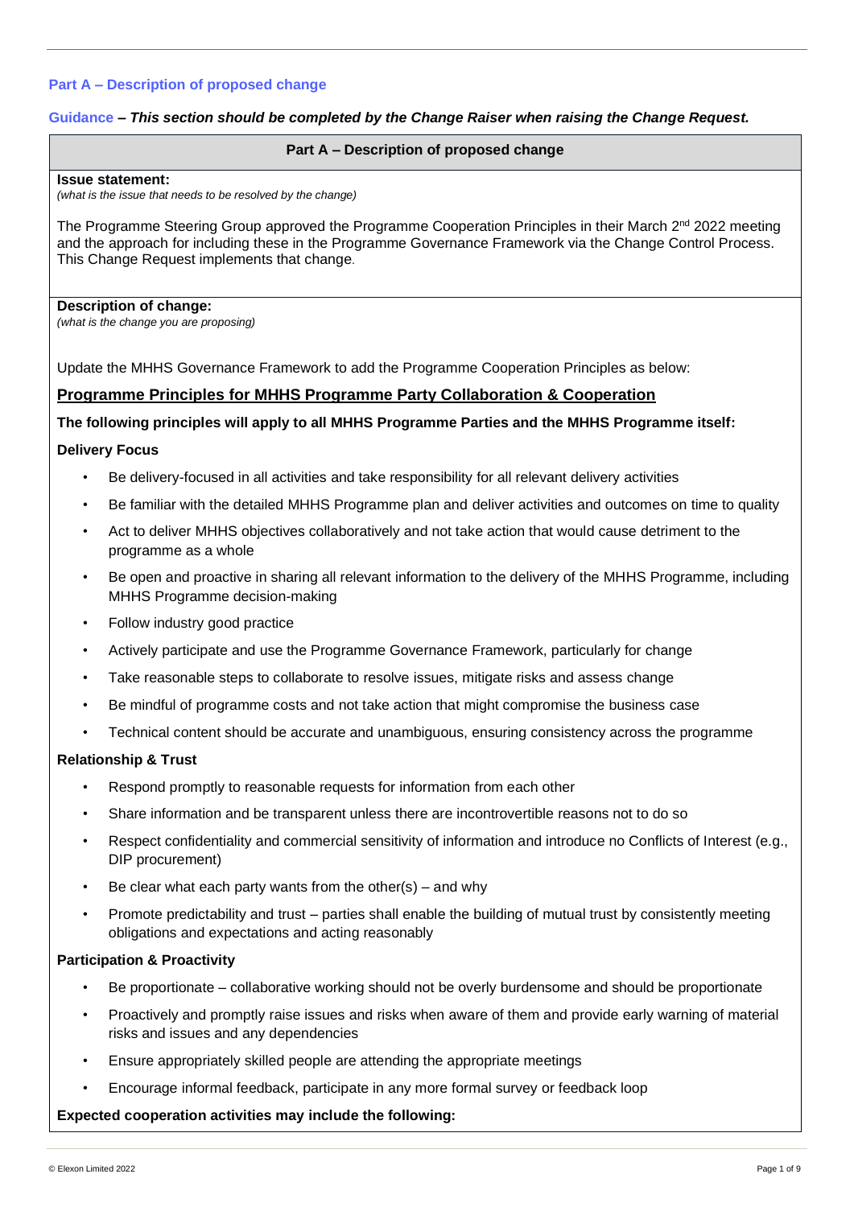## Part A – Description of proposed change

**Guidance** *– **This section should be completed by the Change Raiser when raising the Change Request.***

| Part A – Description of proposed change |
|---|

**Issue statement:**
*(what is the issue that needs to be resolved by the change)*

The Programme Steering Group approved the Programme Cooperation Principles in their March 2nd 2022 meeting and the approach for including these in the Programme Governance Framework via the Change Control Process. This Change Request implements that change.

**Description of change:**
*(what is the change you are proposing)*

Update the MHHS Governance Framework to add the Programme Cooperation Principles as below:

**Programme Principles for MHHS Programme Party Collaboration & Cooperation**

**The following principles will apply to all MHHS Programme Parties and the MHHS Programme itself:**

**Delivery Focus**

- Be delivery-focused in all activities and take responsibility for all relevant delivery activities
- Be familiar with the detailed MHHS Programme plan and deliver activities and outcomes on time to quality
- Act to deliver MHHS objectives collaboratively and not take action that would cause detriment to the programme as a whole
- Be open and proactive in sharing all relevant information to the delivery of the MHHS Programme, including MHHS Programme decision-making
- Follow industry good practice
- Actively participate and use the Programme Governance Framework, particularly for change
- Take reasonable steps to collaborate to resolve issues, mitigate risks and assess change
- Be mindful of programme costs and not take action that might compromise the business case
- Technical content should be accurate and unambiguous, ensuring consistency across the programme

**Relationship & Trust**

- Respond promptly to reasonable requests for information from each other
- Share information and be transparent unless there are incontrovertible reasons not to do so
- Respect confidentiality and commercial sensitivity of information and introduce no Conflicts of Interest (e.g., DIP procurement)
- Be clear what each party wants from the other(s) – and why
- Promote predictability and trust – parties shall enable the building of mutual trust by consistently meeting obligations and expectations and acting reasonably

**Participation & Proactivity**

- Be proportionate – collaborative working should not be overly burdensome and should be proportionate
- Proactively and promptly raise issues and risks when aware of them and provide early warning of material risks and issues and any dependencies
- Ensure appropriately skilled people are attending the appropriate meetings
- Encourage informal feedback, participate in any more formal survey or feedback loop

**Expected cooperation activities may include the following:**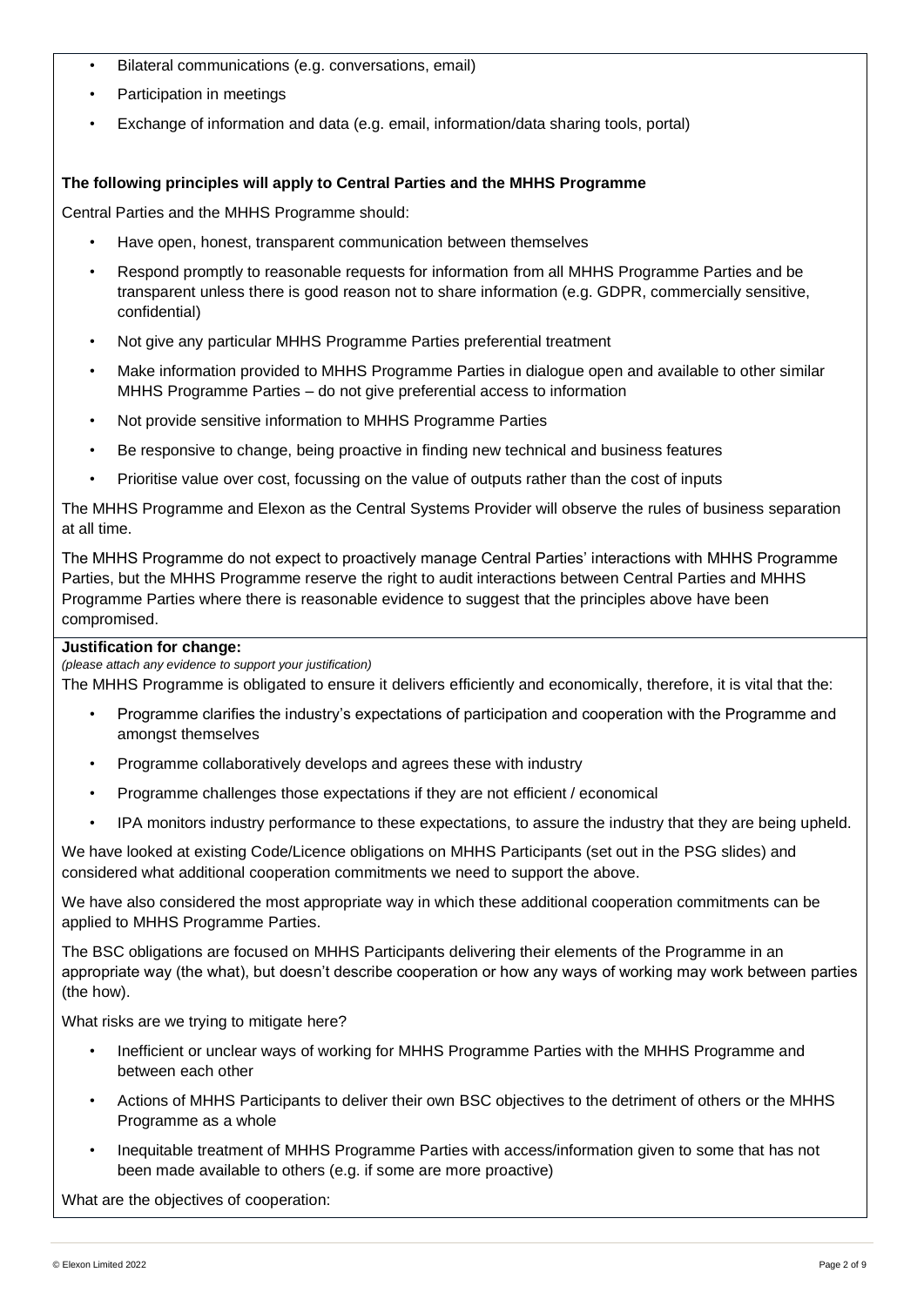- Bilateral communications (e.g. conversations, email)
- Participation in meetings
- Exchange of information and data (e.g. email, information/data sharing tools, portal)

**The following principles will apply to Central Parties and the MHHS Programme**

Central Parties and the MHHS Programme should:

- Have open, honest, transparent communication between themselves
- Respond promptly to reasonable requests for information from all MHHS Programme Parties and be transparent unless there is good reason not to share information (e.g. GDPR, commercially sensitive, confidential)
- Not give any particular MHHS Programme Parties preferential treatment
- Make information provided to MHHS Programme Parties in dialogue open and available to other similar MHHS Programme Parties – do not give preferential access to information
- Not provide sensitive information to MHHS Programme Parties
- Be responsive to change, being proactive in finding new technical and business features
- Prioritise value over cost, focussing on the value of outputs rather than the cost of inputs

The MHHS Programme and Elexon as the Central Systems Provider will observe the rules of business separation at all time.

The MHHS Programme do not expect to proactively manage Central Parties' interactions with MHHS Programme Parties, but the MHHS Programme reserve the right to audit interactions between Central Parties and MHHS Programme Parties where there is reasonable evidence to suggest that the principles above have been compromised.

**Justification for change:**

*(please attach any evidence to support your justification)*

The MHHS Programme is obligated to ensure it delivers efficiently and economically, therefore, it is vital that the:

- Programme clarifies the industry's expectations of participation and cooperation with the Programme and amongst themselves
- Programme collaboratively develops and agrees these with industry
- Programme challenges those expectations if they are not efficient / economical
- IPA monitors industry performance to these expectations, to assure the industry that they are being upheld.

We have looked at existing Code/Licence obligations on MHHS Participants (set out in the PSG slides) and considered what additional cooperation commitments we need to support the above.

We have also considered the most appropriate way in which these additional cooperation commitments can be applied to MHHS Programme Parties.

The BSC obligations are focused on MHHS Participants delivering their elements of the Programme in an appropriate way (the what), but doesn't describe cooperation or how any ways of working may work between parties (the how).

What risks are we trying to mitigate here?

- Inefficient or unclear ways of working for MHHS Programme Parties with the MHHS Programme and between each other
- Actions of MHHS Participants to deliver their own BSC objectives to the detriment of others or the MHHS Programme as a whole
- Inequitable treatment of MHHS Programme Parties with access/information given to some that has not been made available to others (e.g. if some are more proactive)

What are the objectives of cooperation: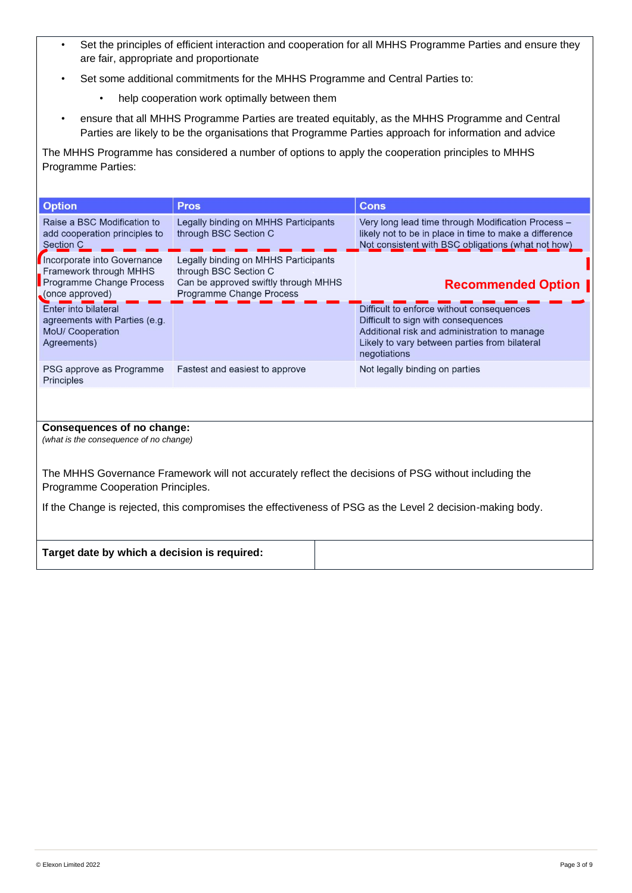- Set the principles of efficient interaction and cooperation for all MHHS Programme Parties and ensure they are fair, appropriate and proportionate
- Set some additional commitments for the MHHS Programme and Central Parties to:
  - help cooperation work optimally between them
- ensure that all MHHS Programme Parties are treated equitably, as the MHHS Programme and Central Parties are likely to be the organisations that Programme Parties approach for information and advice

The MHHS Programme has considered a number of options to apply the cooperation principles to MHHS Programme Parties:

| Option | Pros | Cons |
|---|---|---|
| Raise a BSC Modification to add cooperation principles to Section C | Legally binding on MHHS Participants through BSC Section C | Very long lead time through Modification Process – likely not to be in place in time to make a difference<br>Not consistent with BSC obligations (what not how) |
| Incorporate into Governance Framework through MHHS Programme Change Process (once approved) | Legally binding on MHHS Participants through BSC Section C<br>Can be approved swiftly through MHHS Programme Change Process | **Recommended Option** |
| Enter into bilateral agreements with Parties (e.g. MoU/ Cooperation Agreements) | | Difficult to enforce without consequences<br>Difficult to sign with consequences<br>Additional risk and administration to manage<br>Likely to vary between parties from bilateral negotiations |
| PSG approve as Programme Principles | Fastest and easiest to approve | Not legally binding on parties |

**Consequences of no change:**
*(what is the consequence of no change)*

The MHHS Governance Framework will not accurately reflect the decisions of PSG without including the Programme Cooperation Principles.

If the Change is rejected, this compromises the effectiveness of PSG as the Level 2 decision-making body.

| **Target date by which a decision is required:** | |
|---|---|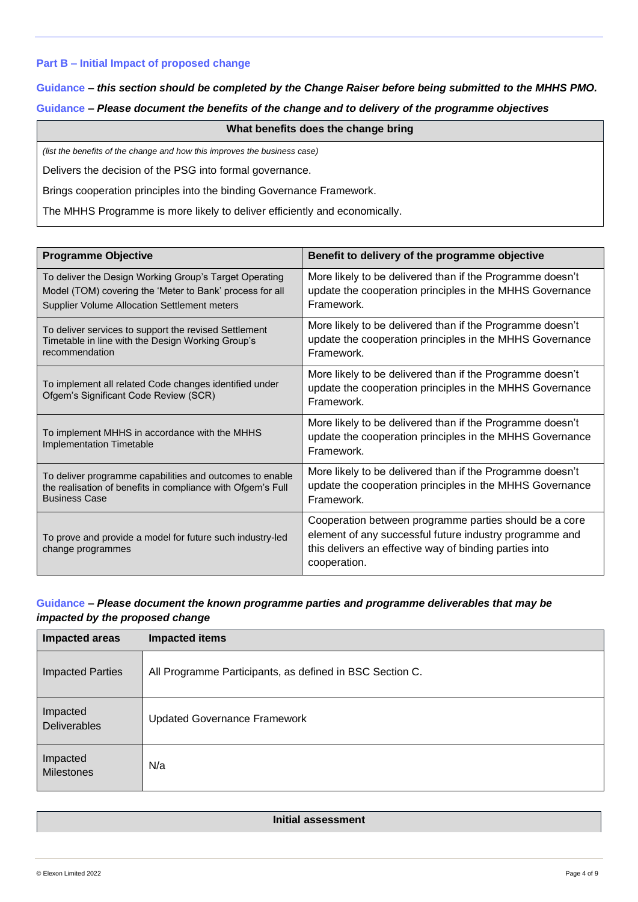## Part B – Initial Impact of proposed change

**Guidance** – ***this section should be completed by the Change Raiser before being submitted to the MHHS PMO.***

**Guidance** – ***Please document the benefits of the change and to delivery of the programme objectives***

| What benefits does the change bring |
| --- |
| *(list the benefits of the change and how this improves the business case)*<br><br>Delivers the decision of the PSG into formal governance.<br><br>Brings cooperation principles into the binding Governance Framework.<br><br>The MHHS Programme is more likely to deliver efficiently and economically. |

| Programme Objective | Benefit to delivery of the programme objective |
| --- | --- |
| To deliver the Design Working Group's Target Operating Model (TOM) covering the 'Meter to Bank' process for all Supplier Volume Allocation Settlement meters | More likely to be delivered than if the Programme doesn't update the cooperation principles in the MHHS Governance Framework. |
| To deliver services to support the revised Settlement Timetable in line with the Design Working Group's recommendation | More likely to be delivered than if the Programme doesn't update the cooperation principles in the MHHS Governance Framework. |
| To implement all related Code changes identified under Ofgem's Significant Code Review (SCR) | More likely to be delivered than if the Programme doesn't update the cooperation principles in the MHHS Governance Framework. |
| To implement MHHS in accordance with the MHHS Implementation Timetable | More likely to be delivered than if the Programme doesn't update the cooperation principles in the MHHS Governance Framework. |
| To deliver programme capabilities and outcomes to enable the realisation of benefits in compliance with Ofgem's Full Business Case | More likely to be delivered than if the Programme doesn't update the cooperation principles in the MHHS Governance Framework. |
| To prove and provide a model for future such industry-led change programmes | Cooperation between programme parties should be a core element of any successful future industry programme and this delivers an effective way of binding parties into cooperation. |

**Guidance** – ***Please document the known programme parties and programme deliverables that may be impacted by the proposed change***

| Impacted areas | Impacted items |
| --- | --- |
| Impacted Parties | All Programme Participants, as defined in BSC Section C. |
| Impacted Deliverables | Updated Governance Framework |
| Impacted Milestones | N/a |

| Initial assessment |
| --- |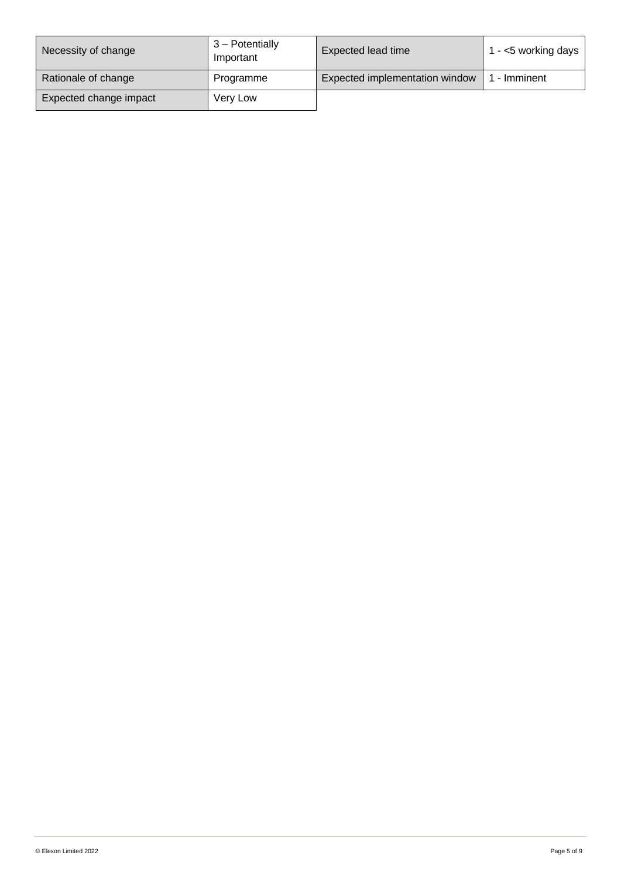| Necessity of change | 3 – Potentially Important | Expected lead time | 1 - <5 working days |
| --- | --- | --- | --- |
| Rationale of change | Programme | Expected implementation window | 1 - Imminent |
| Expected change impact | Very Low | | |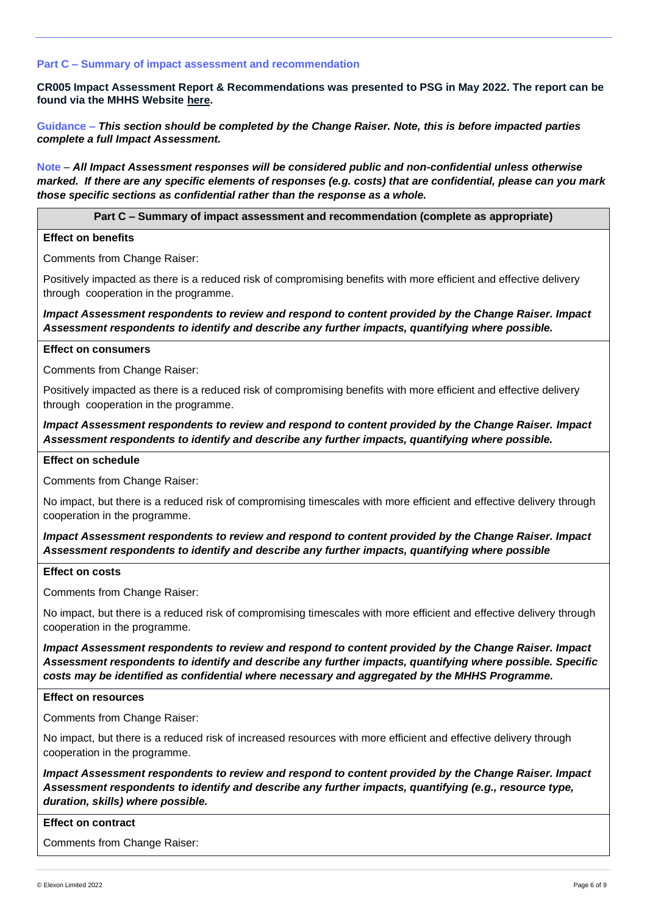#### Part C – Summary of impact assessment and recommendation

**CR005 Impact Assessment Report & Recommendations was presented to PSG in May 2022. The report can be found via the MHHS Website here.**

Guidance – ***This section should be completed by the Change Raiser. Note, this is before impacted parties complete a full Impact Assessment.***

Note – ***All Impact Assessment responses will be considered public and non-confidential unless otherwise marked. If there are any specific elements of responses (e.g. costs) that are confidential, please can you mark those specific sections as confidential rather than the response as a whole.***

| Part C – Summary of impact assessment and recommendation (complete as appropriate) |
|---|
| **Effect on benefits**<br><br>Comments from Change Raiser:<br><br>Positively impacted as there is a reduced risk of compromising benefits with more efficient and effective delivery through cooperation in the programme.<br><br>***Impact Assessment respondents to review and respond to content provided by the Change Raiser. Impact Assessment respondents to identify and describe any further impacts, quantifying where possible.*** |
| **Effect on consumers**<br><br>Comments from Change Raiser:<br><br>Positively impacted as there is a reduced risk of compromising benefits with more efficient and effective delivery through cooperation in the programme.<br><br>***Impact Assessment respondents to review and respond to content provided by the Change Raiser. Impact Assessment respondents to identify and describe any further impacts, quantifying where possible.*** |
| **Effect on schedule**<br><br>Comments from Change Raiser:<br><br>No impact, but there is a reduced risk of compromising timescales with more efficient and effective delivery through cooperation in the programme.<br><br>***Impact Assessment respondents to review and respond to content provided by the Change Raiser. Impact Assessment respondents to identify and describe any further impacts, quantifying where possible*** |
| **Effect on costs**<br><br>Comments from Change Raiser:<br><br>No impact, but there is a reduced risk of compromising timescales with more efficient and effective delivery through cooperation in the programme.<br><br>***Impact Assessment respondents to review and respond to content provided by the Change Raiser. Impact Assessment respondents to identify and describe any further impacts, quantifying where possible. Specific costs may be identified as confidential where necessary and aggregated by the MHHS Programme.*** |
| **Effect on resources**<br><br>Comments from Change Raiser:<br><br>No impact, but there is a reduced risk of increased resources with more efficient and effective delivery through cooperation in the programme.<br><br>***Impact Assessment respondents to review and respond to content provided by the Change Raiser. Impact Assessment respondents to identify and describe any further impacts, quantifying (e.g., resource type, duration, skills) where possible.*** |
| **Effect on contract**<br><br>Comments from Change Raiser: |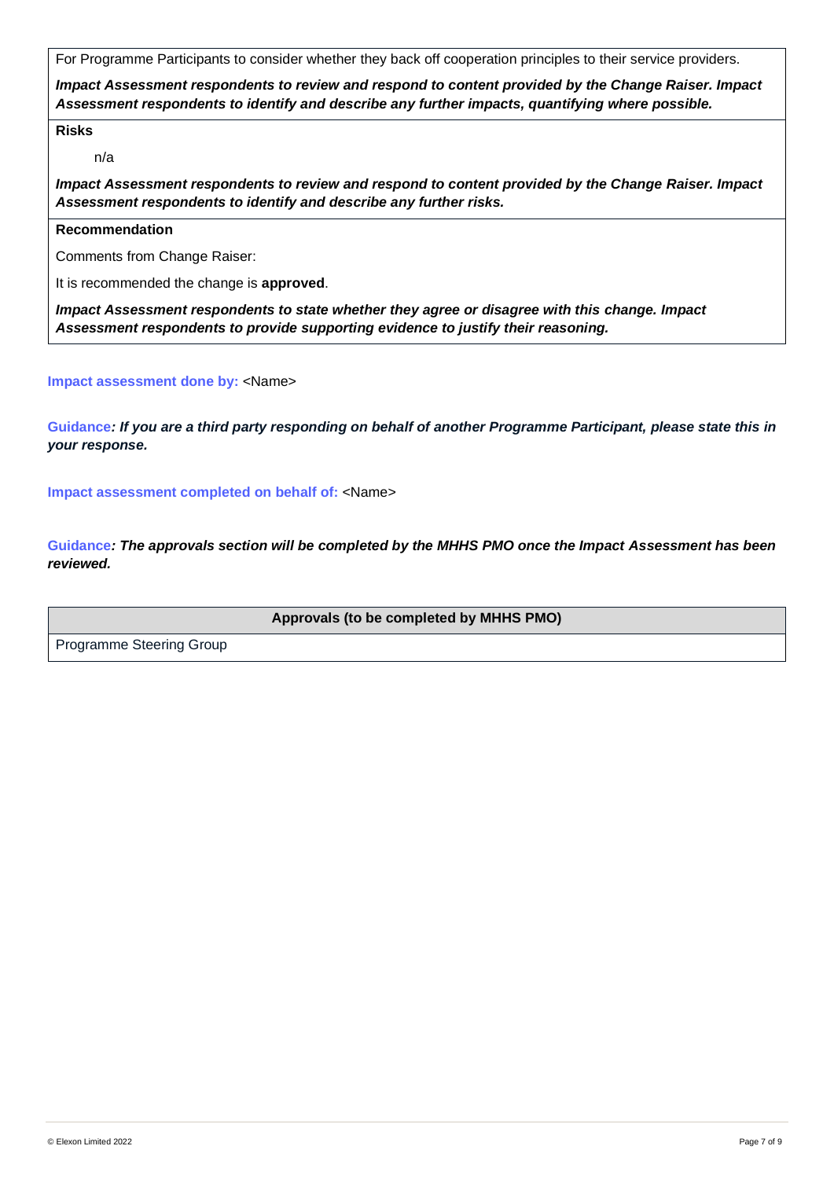For Programme Participants to consider whether they back off cooperation principles to their service providers.

***Impact Assessment respondents to review and respond to content provided by the Change Raiser. Impact Assessment respondents to identify and describe any further impacts, quantifying where possible.***

**Risks**

n/a

***Impact Assessment respondents to review and respond to content provided by the Change Raiser. Impact Assessment respondents to identify and describe any further risks.***

**Recommendation**

Comments from Change Raiser:

It is recommended the change is **approved**.

***Impact Assessment respondents to state whether they agree or disagree with this change. Impact Assessment respondents to provide supporting evidence to justify their reasoning.***

**Impact assessment done by:** <Name>

**Guidance*****: If you are a third party responding on behalf of another Programme Participant, please state this in your response.***

**Impact assessment completed on behalf of:** <Name>

**Guidance*****: The approvals section will be completed by the MHHS PMO once the Impact Assessment has been reviewed.***

| Approvals (to be completed by MHHS PMO) |
| --- |
| Programme Steering Group |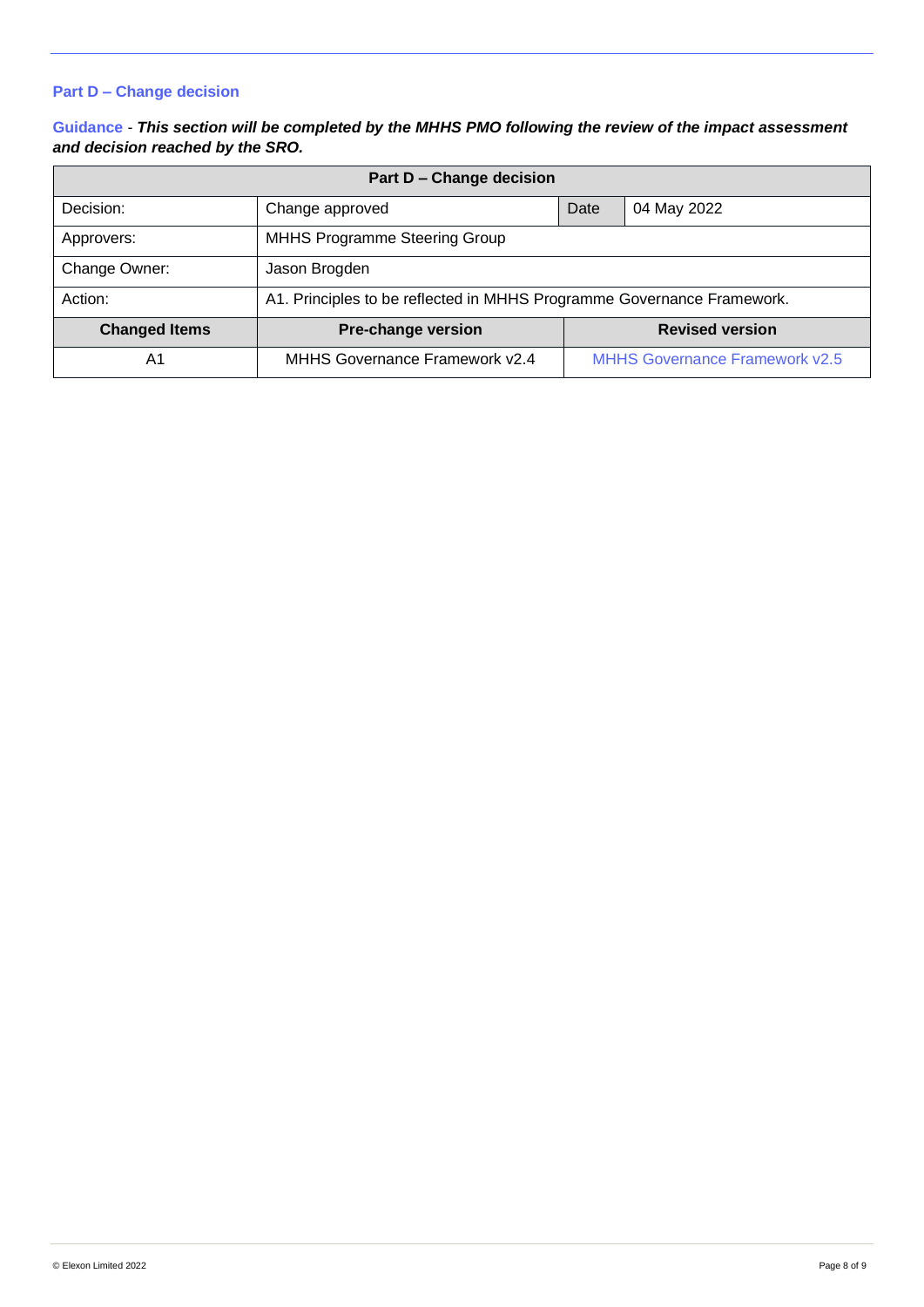## Part D – Change decision

**Guidance** - ***This section will be completed by the MHHS PMO following the review of the impact assessment and decision reached by the SRO.***

| Part D – Change decision | | | |
|---|---|---|---|
| Decision: | Change approved | Date | 04 May 2022 |
| Approvers: | MHHS Programme Steering Group | | |
| Change Owner: | Jason Brogden | | |
| Action: | A1. Principles to be reflected in MHHS Programme Governance Framework. | | |
| **Changed Items** | **Pre-change version** | **Revised version** | |
| A1 | MHHS Governance Framework v2.4 | MHHS Governance Framework v2.5 | |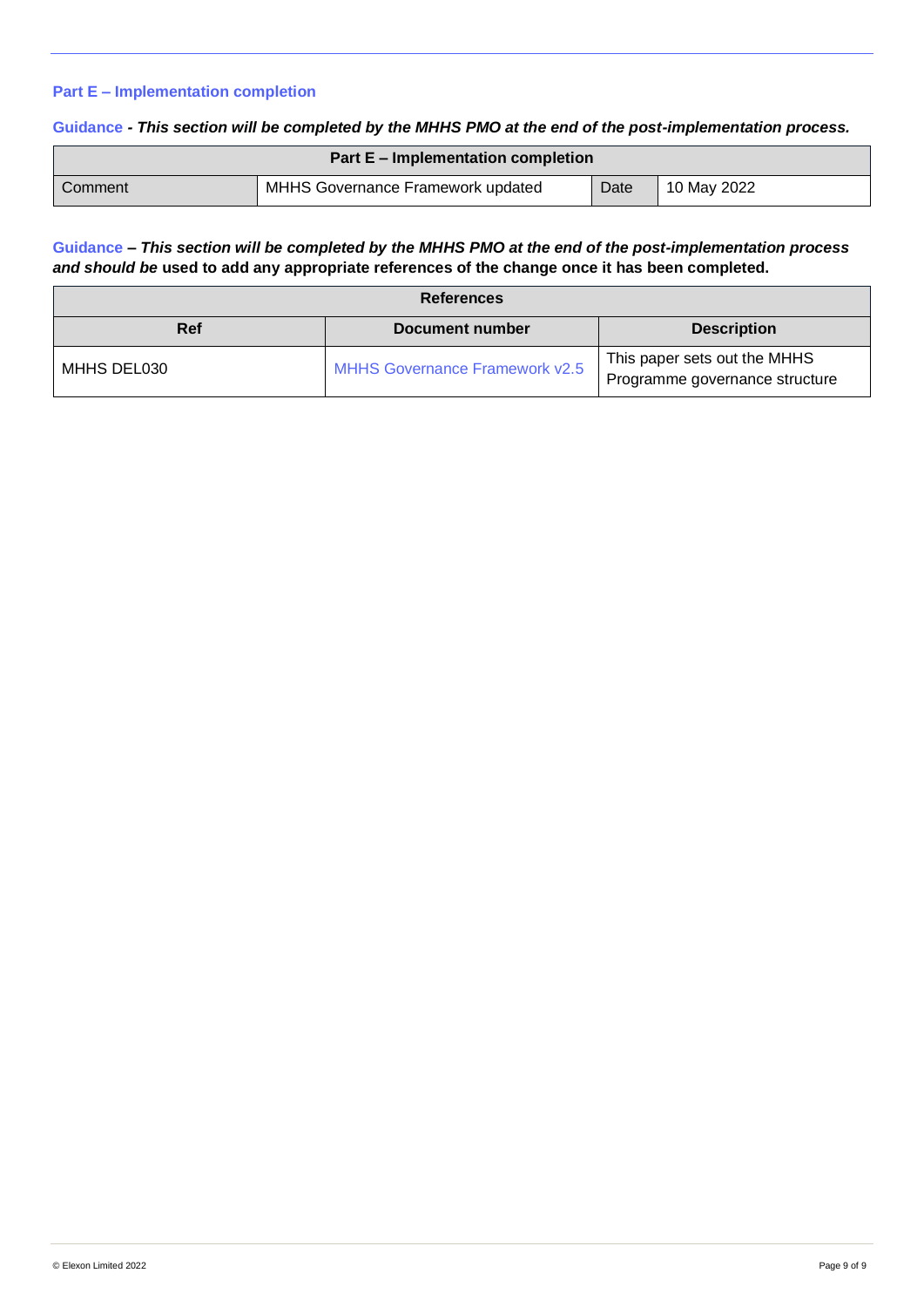### Part E – Implementation completion

**Guidance** - ***This section will be completed by the MHHS PMO at the end of the post-implementation process.***

| Part E – Implementation completion | | | |
|---|---|---|---|
| Comment | MHHS Governance Framework updated | Date | 10 May 2022 |

**Guidance** – ***This section will be completed by the MHHS PMO at the end of the post-implementation process and should be*** **used to add any appropriate references of the change once it has been completed.**

| References | | |
|---|---|---|
| **Ref** | **Document number** | **Description** |
| MHHS DEL030 | MHHS Governance Framework v2.5 | This paper sets out the MHHS Programme governance structure |